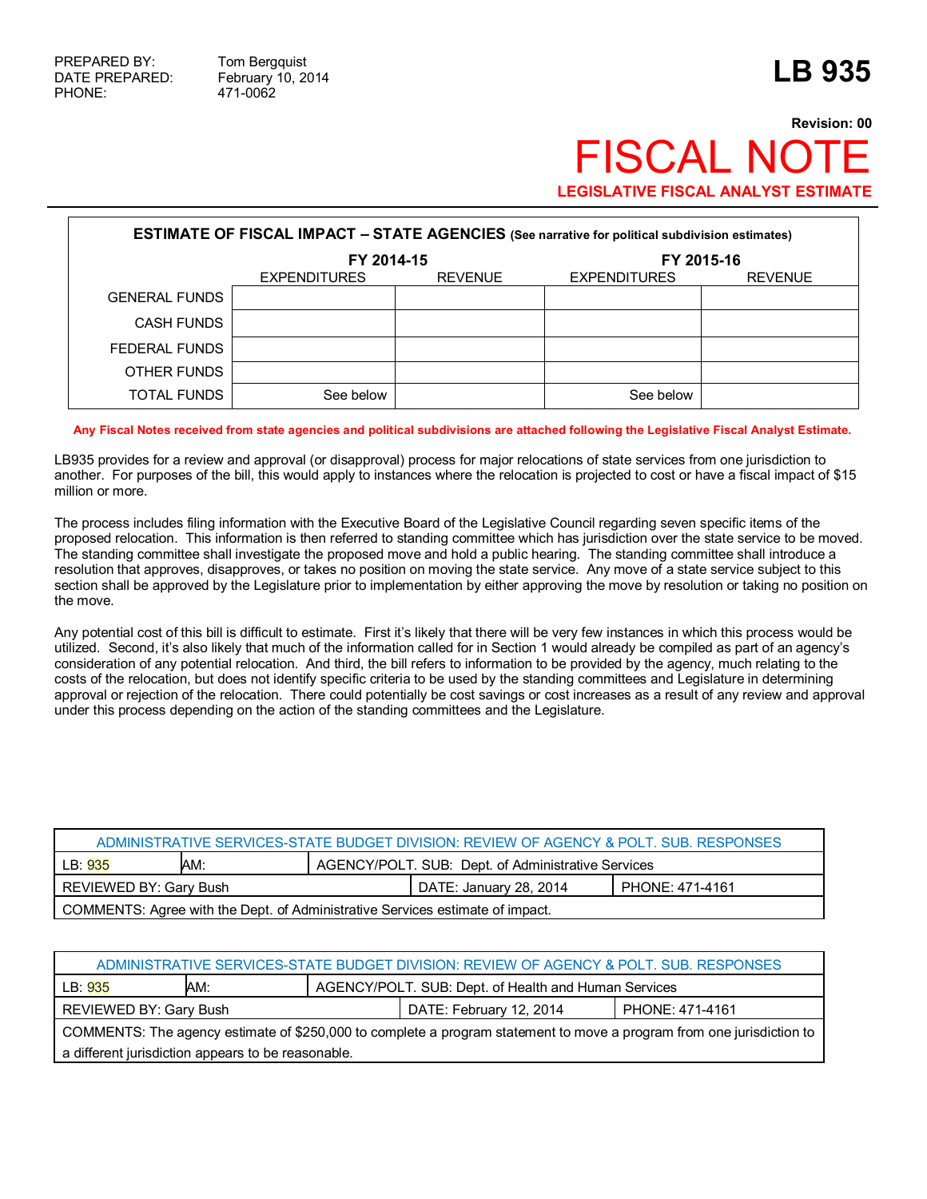PREPARED BY: Tom Bergquist
DATE PREPARED: February 10, 2014
PHONE: 471-0062

# LB 935

**Revision: 00**

# FISCAL NOTE

**LEGISLATIVE FISCAL ANALYST ESTIMATE**

**ESTIMATE OF FISCAL IMPACT – STATE AGENCIES (See narrative for political subdivision estimates)**

| | FY 2014-15 | | FY 2015-16 | |
|---|---|---|---|---|
| | EXPENDITURES | REVENUE | EXPENDITURES | REVENUE |
| GENERAL FUNDS | | | | |
| CASH FUNDS | | | | |
| FEDERAL FUNDS | | | | |
| OTHER FUNDS | | | | |
| TOTAL FUNDS | See below | | See below | |

**Any Fiscal Notes received from state agencies and political subdivisions are attached following the Legislative Fiscal Analyst Estimate.**

LB935 provides for a review and approval (or disapproval) process for major relocations of state services from one jurisdiction to another. For purposes of the bill, this would apply to instances where the relocation is projected to cost or have a fiscal impact of $15 million or more.

The process includes filing information with the Executive Board of the Legislative Council regarding seven specific items of the proposed relocation. This information is then referred to standing committee which has jurisdiction over the state service to be moved. The standing committee shall investigate the proposed move and hold a public hearing. The standing committee shall introduce a resolution that approves, disapproves, or takes no position on moving the state service. Any move of a state service subject to this section shall be approved by the Legislature prior to implementation by either approving the move by resolution or taking no position on the move.

Any potential cost of this bill is difficult to estimate. First it's likely that there will be very few instances in which this process would be utilized. Second, it's also likely that much of the information called for in Section 1 would already be compiled as part of an agency's consideration of any potential relocation. And third, the bill refers to information to be provided by the agency, much relating to the costs of the relocation, but does not identify specific criteria to be used by the standing committees and Legislature in determining approval or rejection of the relocation. There could potentially be cost savings or cost increases as a result of any review and approval under this process depending on the action of the standing committees and the Legislature.

| ADMINISTRATIVE SERVICES-STATE BUDGET DIVISION: REVIEW OF AGENCY & POLT. SUB. RESPONSES | | |
|---|---|---|
| LB: 935 | AM: | AGENCY/POLT. SUB: Dept. of Administrative Services |
| REVIEWED BY: Gary Bush | DATE: January 28, 2014 | PHONE: 471-4161 |
| COMMENTS: Agree with the Dept. of Administrative Services estimate of impact. | | |

| ADMINISTRATIVE SERVICES-STATE BUDGET DIVISION: REVIEW OF AGENCY & POLT. SUB. RESPONSES | | |
|---|---|---|
| LB: 935 | AM: | AGENCY/POLT. SUB: Dept. of Health and Human Services |
| REVIEWED BY: Gary Bush | DATE: February 12, 2014 | PHONE: 471-4161 |
| COMMENTS: The agency estimate of $250,000 to complete a program statement to move a program from one jurisdiction to a different jurisdiction appears to be reasonable. | | |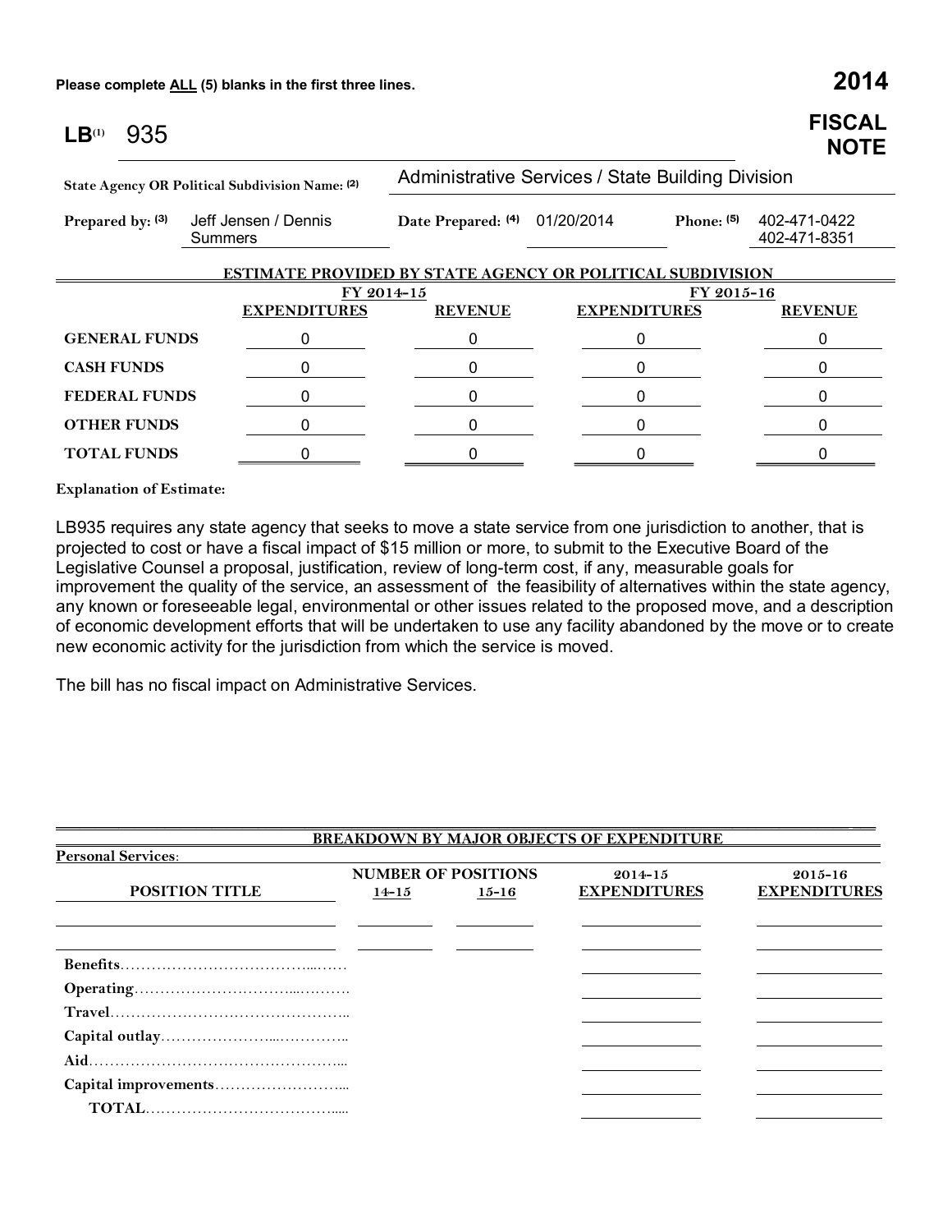Please complete ALL (5) blanks in the first three lines.

**2014**

# LB[1] 935

**FISCAL NOTE**

**State Agency OR Political Subdivision Name: (2)** Administrative Services / State Building Division

**Prepared by: (3)** Jeff Jensen / Dennis Summers **Date Prepared: (4)** 01/20/2014 **Phone: (5)** 402-471-0422 402-471-8351

**ESTIMATE PROVIDED BY STATE AGENCY OR POLITICAL SUBDIVISION**

| | FY 2014-15 | | FY 2015-16 | |
|---|---|---|---|---|
| | **EXPENDITURES** | **REVENUE** | **EXPENDITURES** | **REVENUE** |
| **GENERAL FUNDS** | 0 | 0 | 0 | 0 |
| **CASH FUNDS** | 0 | 0 | 0 | 0 |
| **FEDERAL FUNDS** | 0 | 0 | 0 | 0 |
| **OTHER FUNDS** | 0 | 0 | 0 | 0 |
| **TOTAL FUNDS** | 0 | 0 | 0 | 0 |

**Explanation of Estimate:**

LB935 requires any state agency that seeks to move a state service from one jurisdiction to another, that is projected to cost or have a fiscal impact of $15 million or more, to submit to the Executive Board of the Legislative Counsel a proposal, justification, review of long-term cost, if any, measurable goals for improvement the quality of the service, an assessment of the feasibility of alternatives within the state agency, any known or foreseeable legal, environmental or other issues related to the proposed move, and a description of economic development efforts that will be undertaken to use any facility abandoned by the move or to create new economic activity for the jurisdiction from which the service is moved.

The bill has no fiscal impact on Administrative Services.

**BREAKDOWN BY MAJOR OBJECTS OF EXPENDITURE**

**Personal Services:**

| POSITION TITLE | NUMBER OF POSITIONS 14-15 | NUMBER OF POSITIONS 15-16 | 2014-15 EXPENDITURES | 2015-16 EXPENDITURES |
|---|---|---|---|---|
| | | | | |
| | | | | |
| **Benefits** | | | | |
| **Operating** | | | | |
| **Travel** | | | | |
| **Capital outlay** | | | | |
| **Aid** | | | | |
| **Capital improvements** | | | | |
| **TOTAL** | | | | |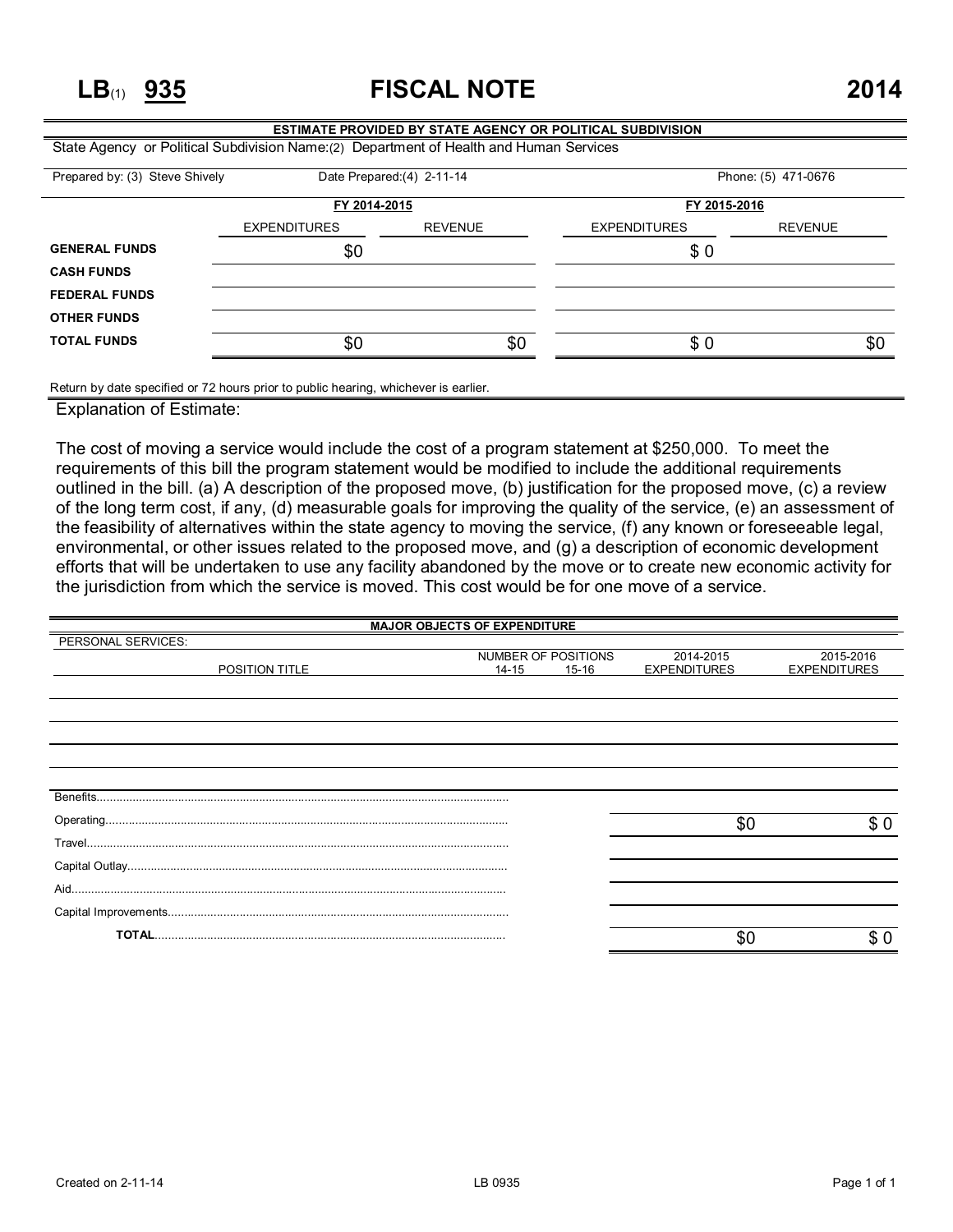# LB(1) 935 FISCAL NOTE 2014

**ESTIMATE PROVIDED BY STATE AGENCY OR POLITICAL SUBDIVISION**

State Agency or Political Subdivision Name:(2) Department of Health and Human Services

Prepared by: (3) Steve Shively Date Prepared:(4) 2-11-14 Phone: (5) 471-0676

| | FY 2014-2015 | | FY 2015-2016 | |
|---|---|---|---|---|
| | EXPENDITURES | REVENUE | EXPENDITURES | REVENUE |
| **GENERAL FUNDS** | $0 | | $ 0 | |
| **CASH FUNDS** | | | | |
| **FEDERAL FUNDS** | | | | |
| **OTHER FUNDS** | | | | |
| **TOTAL FUNDS** | $0 | $0 | $ 0 | $0 |

Return by date specified or 72 hours prior to public hearing, whichever is earlier.

Explanation of Estimate:

The cost of moving a service would include the cost of a program statement at $250,000. To meet the requirements of this bill the program statement would be modified to include the additional requirements outlined in the bill. (a) A description of the proposed move, (b) justification for the proposed move, (c) a review of the long term cost, if any, (d) measurable goals for improving the quality of the service, (e) an assessment of the feasibility of alternatives within the state agency to moving the service, (f) any known or foreseeable legal, environmental, or other issues related to the proposed move, and (g) a description of economic development efforts that will be undertaken to use any facility abandoned by the move or to create new economic activity for the jurisdiction from which the service is moved. This cost would be for one move of a service.

**MAJOR OBJECTS OF EXPENDITURE**

PERSONAL SERVICES:

| POSITION TITLE | NUMBER OF POSITIONS 14-15 | NUMBER OF POSITIONS 15-16 | 2014-2015 EXPENDITURES | 2015-2016 EXPENDITURES |
|---|---|---|---|---|
| | | | | |
| Benefits | | | | |
| Operating | | | $0 | $ 0 |
| Travel | | | | |
| Capital Outlay | | | | |
| Aid | | | | |
| Capital Improvements | | | | |
| **TOTAL** | | | $0 | $ 0 |

Created on 2-11-14 LB 0935